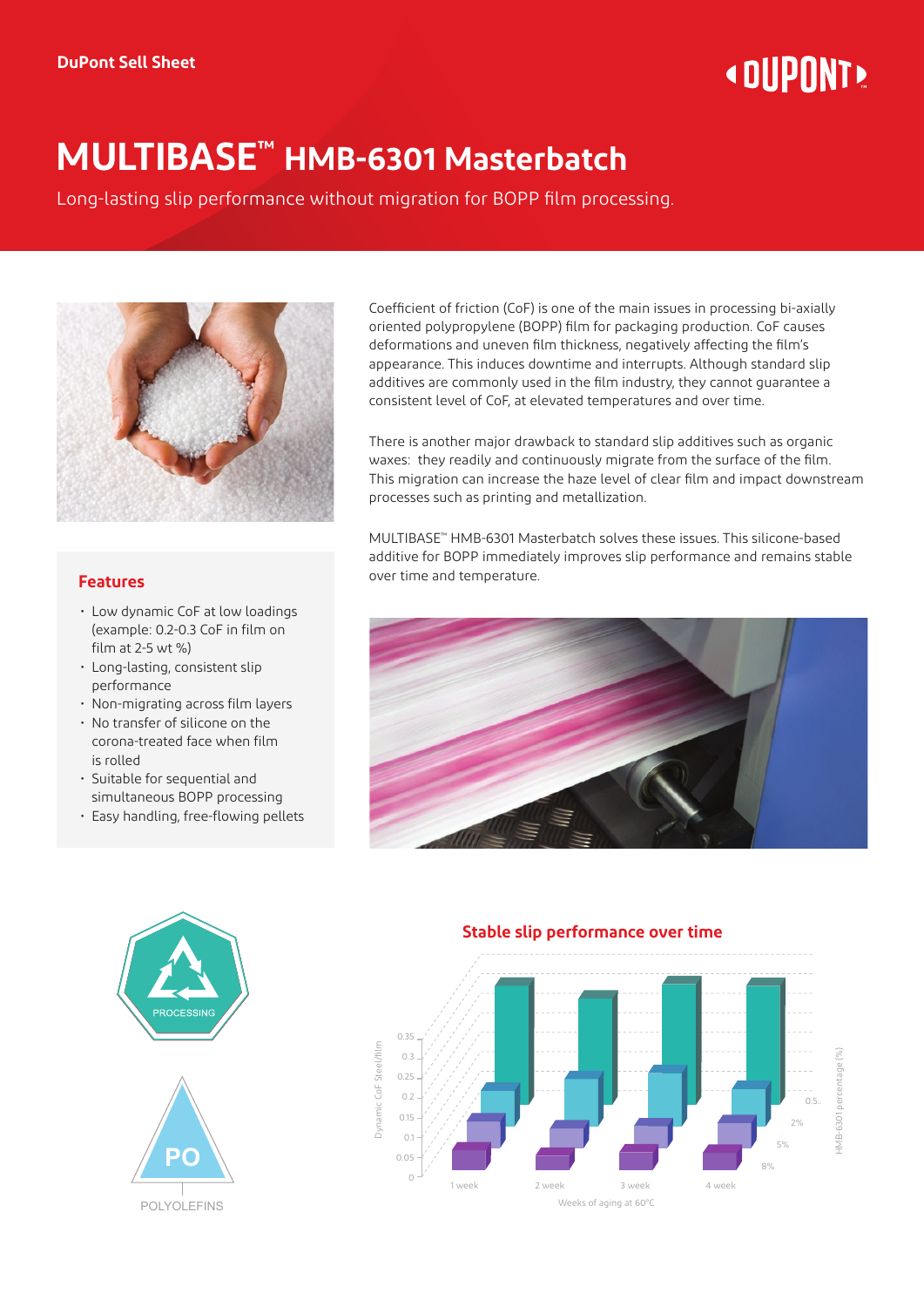DuPont Sell Sheet

# MULTIBASE™ HMB-6301 Masterbatch

Long-lasting slip performance without migration for BOPP film processing.

Coefficient of friction (CoF) is one of the main issues in processing bi-axially oriented polypropylene (BOPP) film for packaging production. CoF causes deformations and uneven film thickness, negatively affecting the film's appearance. This induces downtime and interrupts. Although standard slip additives are commonly used in the film industry, they cannot guarantee a consistent level of CoF, at elevated temperatures and over time.

There is another major drawback to standard slip additives such as organic waxes: they readily and continuously migrate from the surface of the film. This migration can increase the haze level of clear film and impact downstream processes such as printing and metallization.

MULTIBASE™ HMB-6301 Masterbatch solves these issues. This silicone-based additive for BOPP immediately improves slip performance and remains stable over time and temperature.

## Features

- Low dynamic CoF at low loadings (example: 0.2-0.3 CoF in film on film at 2-5 wt %)
- Long-lasting, consistent slip performance
- Non-migrating across film layers
- No transfer of silicone on the corona-treated face when film is rolled
- Suitable for sequential and simultaneous BOPP processing
- Easy handling, free-flowing pellets

PROCESSING

PO POLYOLEFINS

## Stable slip performance over time

Dynamic CoF Steel/film: 0, 0.05, 0.1, 0.15, 0.2, 0.25, 0.3, 0.35

HMB-6301 percentage (%): 0.5, 2%, 5%, 8%

Weeks of aging at 60°C: 1 week, 2 week, 3 week, 4 week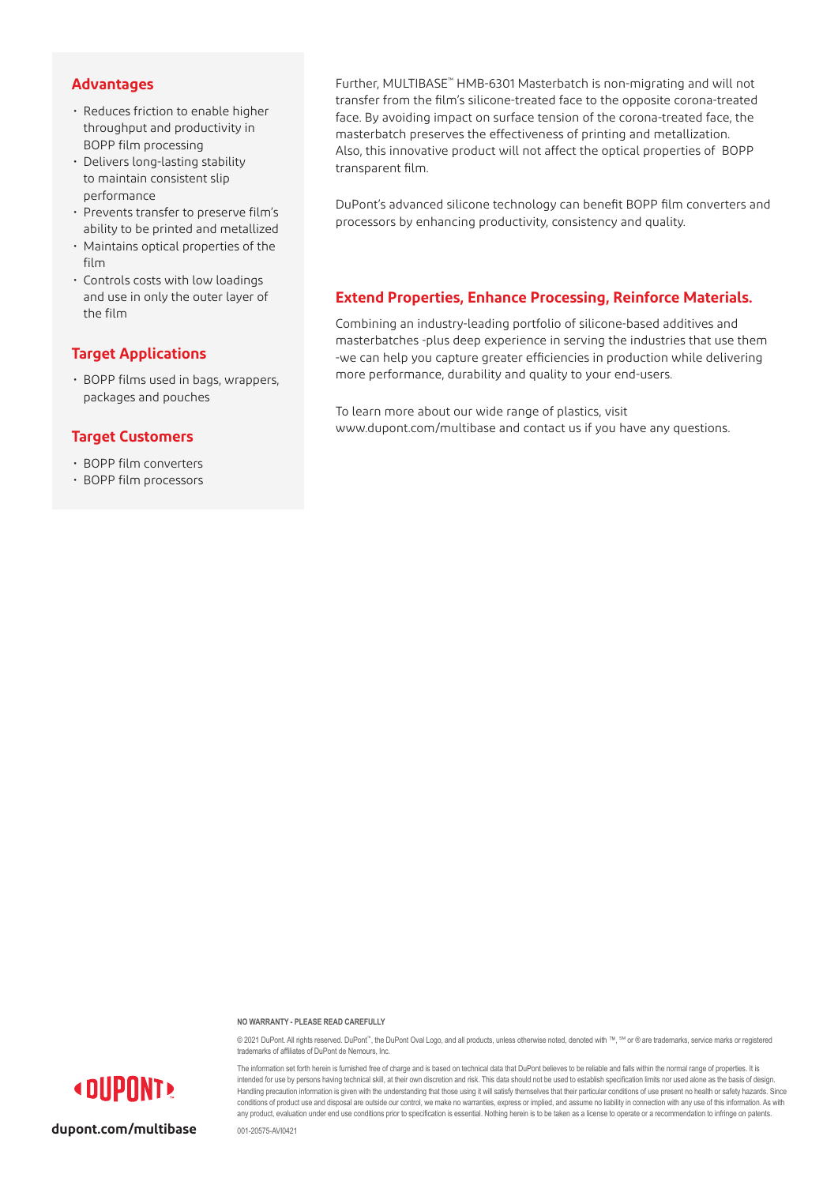## Advantages

- Reduces friction to enable higher throughput and productivity in BOPP film processing
- Delivers long-lasting stability to maintain consistent slip performance
- Prevents transfer to preserve film's ability to be printed and metallized
- Maintains optical properties of the film
- Controls costs with low loadings and use in only the outer layer of the film

## Target Applications

- BOPP films used in bags, wrappers, packages and pouches

## Target Customers

- BOPP film converters
- BOPP film processors

Further, MULTIBASE™ HMB-6301 Masterbatch is non-migrating and will not transfer from the film's silicone-treated face to the opposite corona-treated face. By avoiding impact on surface tension of the corona-treated face, the masterbatch preserves the effectiveness of printing and metallization. Also, this innovative product will not affect the optical properties of BOPP transparent film.

DuPont's advanced silicone technology can benefit BOPP film converters and processors by enhancing productivity, consistency and quality.

## Extend Properties, Enhance Processing, Reinforce Materials.

Combining an industry-leading portfolio of silicone-based additives and masterbatches -plus deep experience in serving the industries that use them -we can help you capture greater efficiencies in production while delivering more performance, durability and quality to your end-users.

To learn more about our wide range of plastics, visit www.dupont.com/multibase and contact us if you have any questions.

**NO WARRANTY - PLEASE READ CAREFULLY**

© 2021 DuPont. All rights reserved. DuPont™, the DuPont Oval Logo, and all products, unless otherwise noted, denoted with ™, ℠ or ® are trademarks, service marks or registered trademarks of affiliates of DuPont de Nemours, Inc.

The information set forth herein is furnished free of charge and is based on technical data that DuPont believes to be reliable and falls within the normal range of properties. It is intended for use by persons having technical skill, at their own discretion and risk. This data should not be used to establish specification limits nor used alone as the basis of design. Handling precaution information is given with the understanding that those using it will satisfy themselves that their particular conditions of use present no health or safety hazards. Since conditions of product use and disposal are outside our control, we make no warranties, express or implied, and assume no liability in connection with any use of this information. As with any product, evaluation under end use conditions prior to specification is essential. Nothing herein is to be taken as a license to operate or a recommendation to infringe on patents.

001-20575-AVI0421

DUPONT

dupont.com/multibase